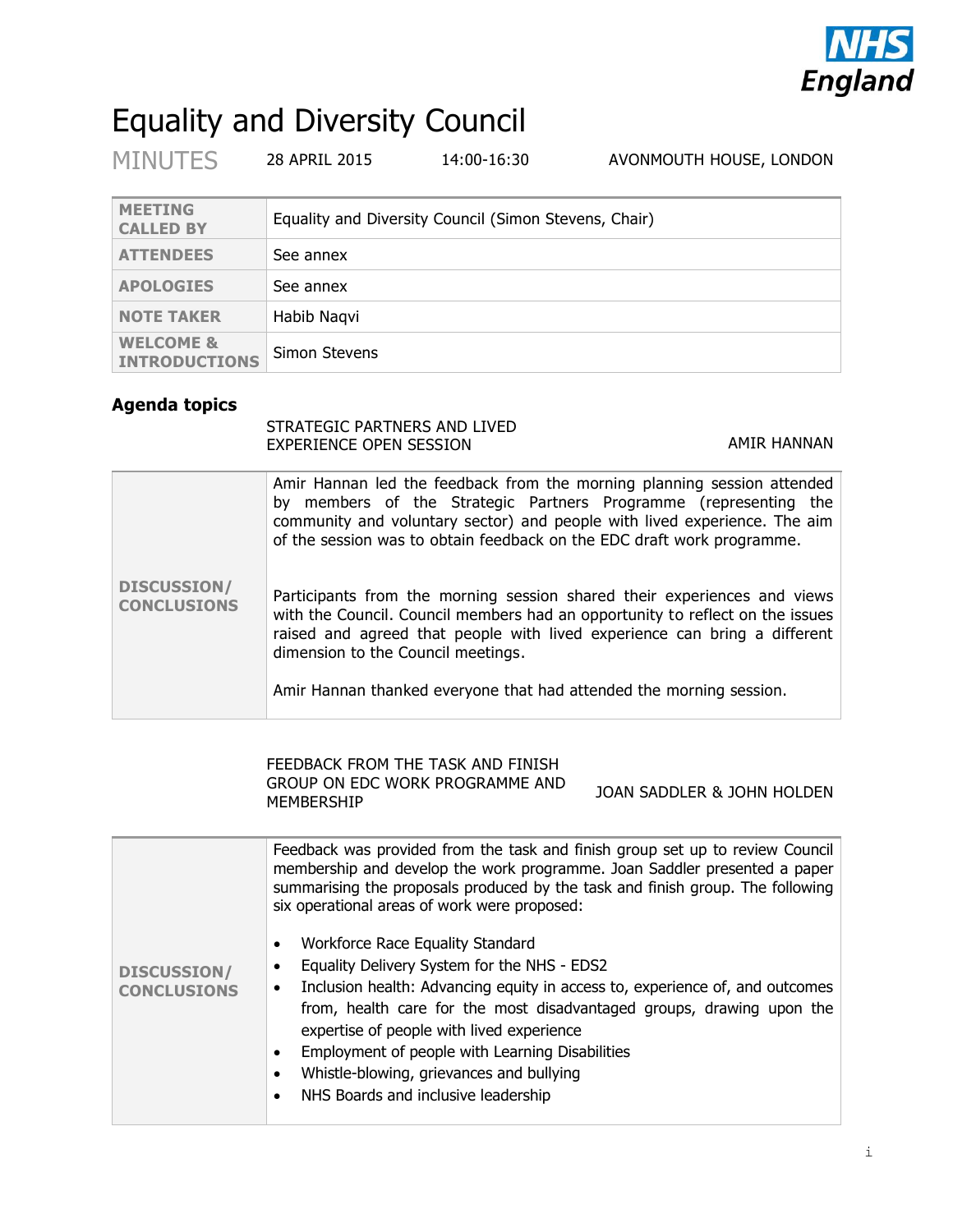# Equality and Diversity Council

MINUTES 28 APRIL 2015 14:00-16:30 AVONMOUTH HOUSE, LONDON

| | |
|---|---|
| **MEETING CALLED BY** | Equality and Diversity Council (Simon Stevens, Chair) |
| **ATTENDEES** | See annex |
| **APOLOGIES** | See annex |
| **NOTE TAKER** | Habib Naqvi |
| **WELCOME & INTRODUCTIONS** | Simon Stevens |

## Agenda topics

### STRATEGIC PARTNERS AND LIVED EXPERIENCE OPEN SESSION — AMIR HANNAN

**DISCUSSION/ CONCLUSIONS**

Amir Hannan led the feedback from the morning planning session attended by members of the Strategic Partners Programme (representing the community and voluntary sector) and people with lived experience. The aim of the session was to obtain feedback on the EDC draft work programme.

Participants from the morning session shared their experiences and views with the Council. Council members had an opportunity to reflect on the issues raised and agreed that people with lived experience can bring a different dimension to the Council meetings.

Amir Hannan thanked everyone that had attended the morning session.

### FEEDBACK FROM THE TASK AND FINISH GROUP ON EDC WORK PROGRAMME AND MEMBERSHIP — JOAN SADDLER & JOHN HOLDEN

**DISCUSSION/ CONCLUSIONS**

Feedback was provided from the task and finish group set up to review Council membership and develop the work programme. Joan Saddler presented a paper summarising the proposals produced by the task and finish group. The following six operational areas of work were proposed:

- Workforce Race Equality Standard
- Equality Delivery System for the NHS - EDS2
- Inclusion health: Advancing equity in access to, experience of, and outcomes from, health care for the most disadvantaged groups, drawing upon the expertise of people with lived experience
- Employment of people with Learning Disabilities
- Whistle-blowing, grievances and bullying
- NHS Boards and inclusive leadership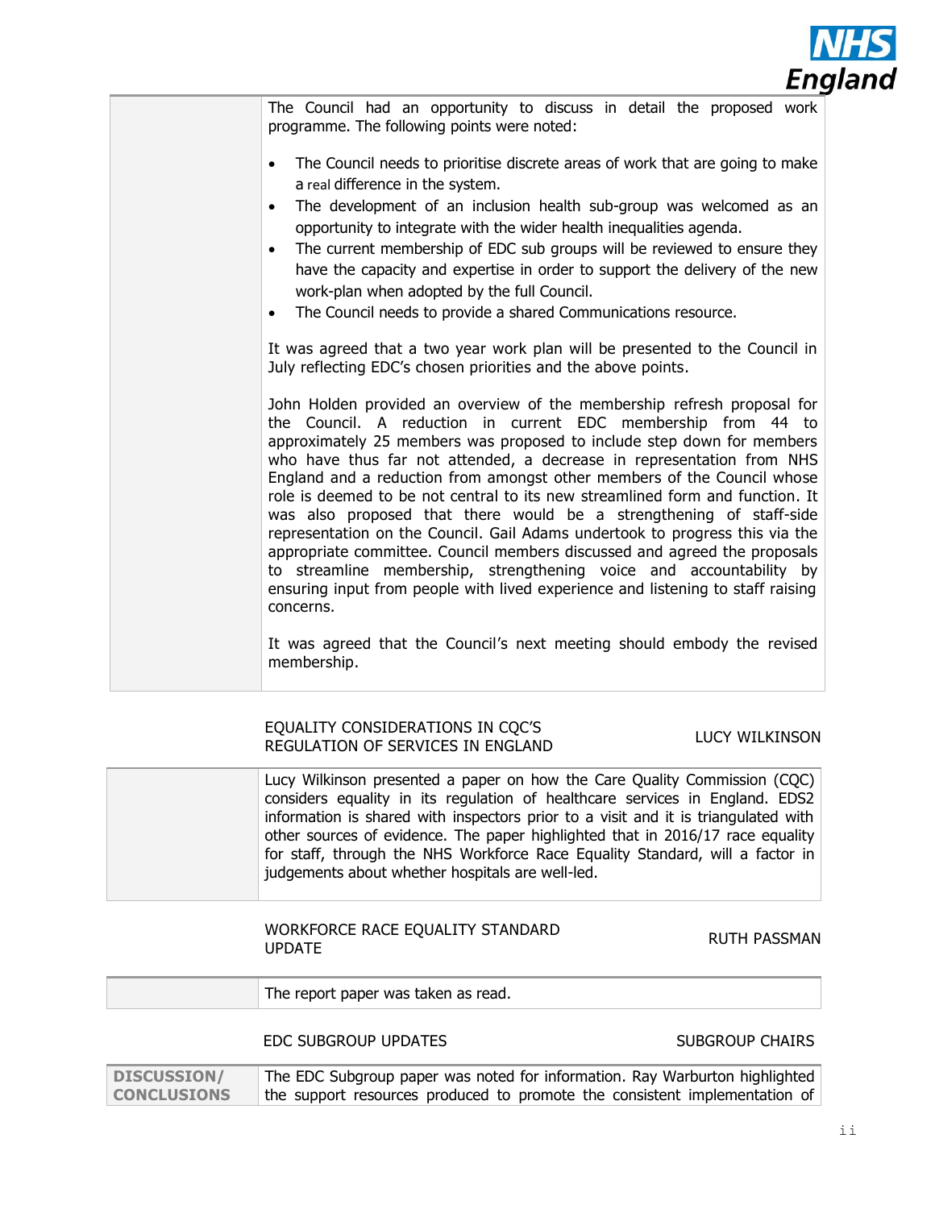The Council had an opportunity to discuss in detail the proposed work programme. The following points were noted:

- The Council needs to prioritise discrete areas of work that are going to make a real difference in the system.
- The development of an inclusion health sub-group was welcomed as an opportunity to integrate with the wider health inequalities agenda.
- The current membership of EDC sub groups will be reviewed to ensure they have the capacity and expertise in order to support the delivery of the new work-plan when adopted by the full Council.
- The Council needs to provide a shared Communications resource.

It was agreed that a two year work plan will be presented to the Council in July reflecting EDC's chosen priorities and the above points.

John Holden provided an overview of the membership refresh proposal for the Council. A reduction in current EDC membership from 44 to approximately 25 members was proposed to include step down for members who have thus far not attended, a decrease in representation from NHS England and a reduction from amongst other members of the Council whose role is deemed to be not central to its new streamlined form and function. It was also proposed that there would be a strengthening of staff-side representation on the Council. Gail Adams undertook to progress this via the appropriate committee. Council members discussed and agreed the proposals to streamline membership, strengthening voice and accountability by ensuring input from people with lived experience and listening to staff raising concerns.

It was agreed that the Council's next meeting should embody the revised membership.

## EQUALITY CONSIDERATIONS IN CQC'S REGULATION OF SERVICES IN ENGLAND — LUCY WILKINSON

Lucy Wilkinson presented a paper on how the Care Quality Commission (CQC) considers equality in its regulation of healthcare services in England. EDS2 information is shared with inspectors prior to a visit and it is triangulated with other sources of evidence. The paper highlighted that in 2016/17 race equality for staff, through the NHS Workforce Race Equality Standard, will a factor in judgements about whether hospitals are well-led.

## WORKFORCE RACE EQUALITY STANDARD UPDATE — RUTH PASSMAN

The report paper was taken as read.

## EDC SUBGROUP UPDATES — SUBGROUP CHAIRS

**DISCUSSION/ CONCLUSIONS**

The EDC Subgroup paper was noted for information. Ray Warburton highlighted the support resources produced to promote the consistent implementation of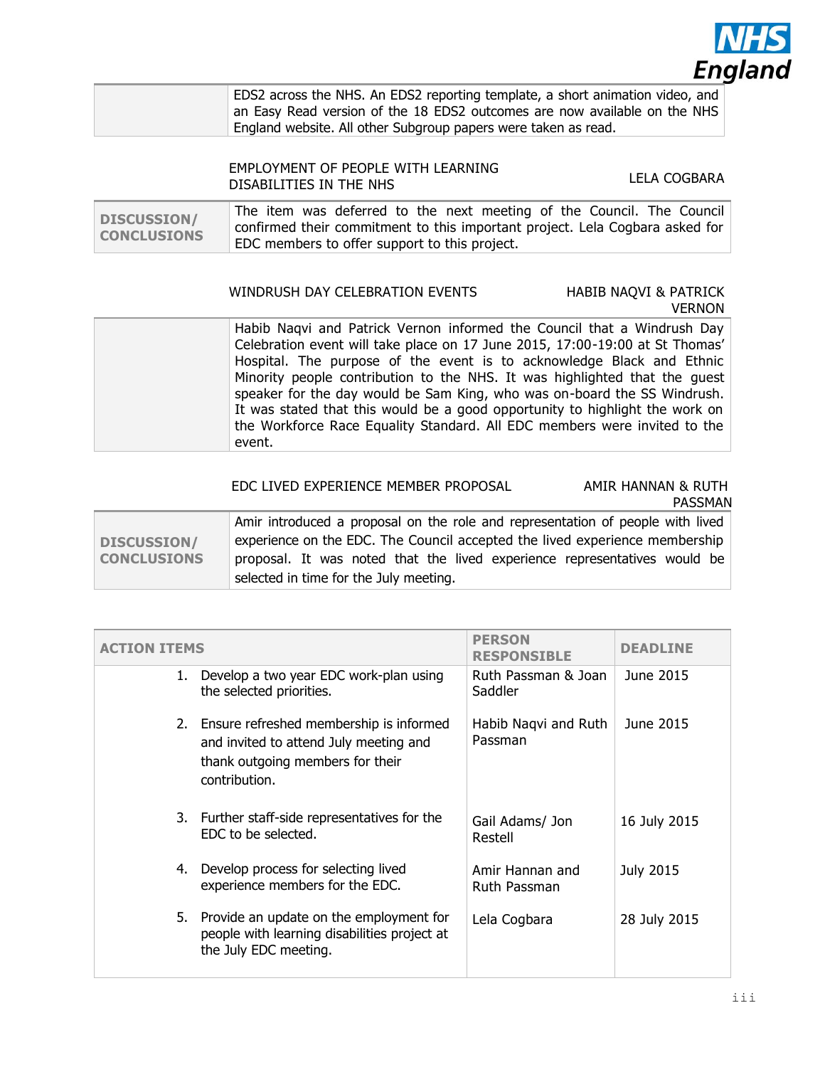| | |
|---|---|
| | EDS2 across the NHS. An EDS2 reporting template, a short animation video, and an Easy Read version of the 18 EDS2 outcomes are now available on the NHS England website. All other Subgroup papers were taken as read. |

**EMPLOYMENT OF PEOPLE WITH LEARNING DISABILITIES IN THE NHS** — LELA COGBARA

| | |
|---|---|
| **DISCUSSION/ CONCLUSIONS** | The item was deferred to the next meeting of the Council. The Council confirmed their commitment to this important project. Lela Cogbara asked for EDC members to offer support to this project. |

**WINDRUSH DAY CELEBRATION EVENTS** — HABIB NAQVI & PATRICK VERNON

| | |
|---|---|
| | Habib Naqvi and Patrick Vernon informed the Council that a Windrush Day Celebration event will take place on 17 June 2015, 17:00-19:00 at St Thomas' Hospital. The purpose of the event is to acknowledge Black and Ethnic Minority people contribution to the NHS. It was highlighted that the guest speaker for the day would be Sam King, who was on-board the SS Windrush. It was stated that this would be a good opportunity to highlight the work on the Workforce Race Equality Standard. All EDC members were invited to the event. |

**EDC LIVED EXPERIENCE MEMBER PROPOSAL** — AMIR HANNAN & RUTH PASSMAN

| | |
|---|---|
| **DISCUSSION/ CONCLUSIONS** | Amir introduced a proposal on the role and representation of people with lived experience on the EDC. The Council accepted the lived experience membership proposal. It was noted that the lived experience representatives would be selected in time for the July meeting. |

| ACTION ITEMS | PERSON RESPONSIBLE | DEADLINE |
|---|---|---|
| 1. Develop a two year EDC work-plan using the selected priorities. | Ruth Passman & Joan Saddler | June 2015 |
| 2. Ensure refreshed membership is informed and invited to attend July meeting and thank outgoing members for their contribution. | Habib Naqvi and Ruth Passman | June 2015 |
| 3. Further staff-side representatives for the EDC to be selected. | Gail Adams/ Jon Restell | 16 July 2015 |
| 4. Develop process for selecting lived experience members for the EDC. | Amir Hannan and Ruth Passman | July 2015 |
| 5. Provide an update on the employment for people with learning disabilities project at the July EDC meeting. | Lela Cogbara | 28 July 2015 |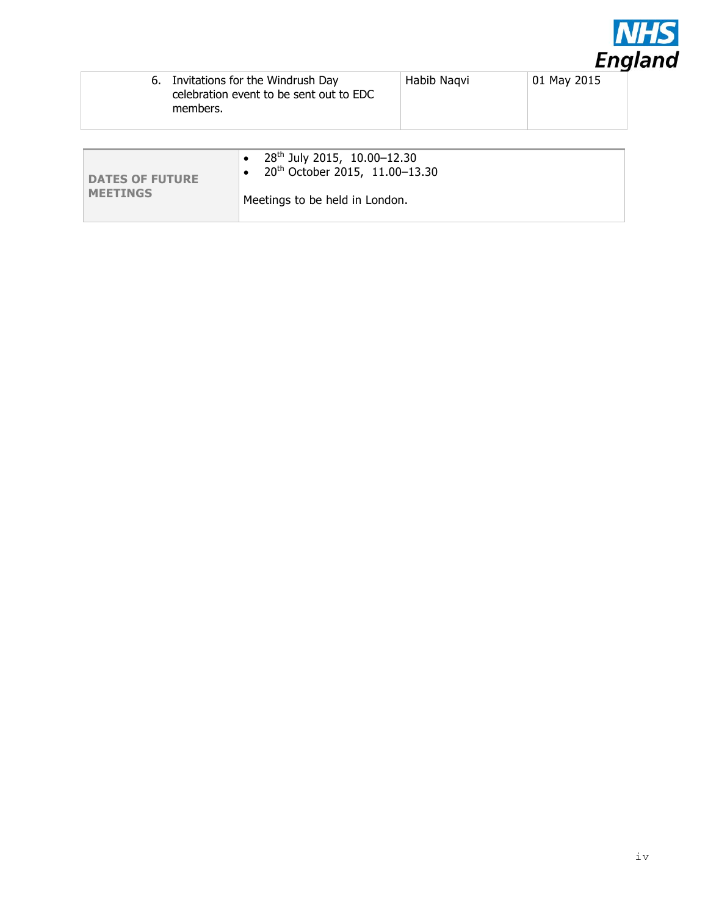| | | |
|---|---|---|
| 6. Invitations for the Windrush Day celebration event to be sent out to EDC members. | Habib Naqvi | 01 May 2015 |

| | |
|---|---|
| **DATES OF FUTURE MEETINGS** | • 28th July 2015, 10.00–12.30<br>• 20th October 2015, 11.00–13.30<br><br>Meetings to be held in London. |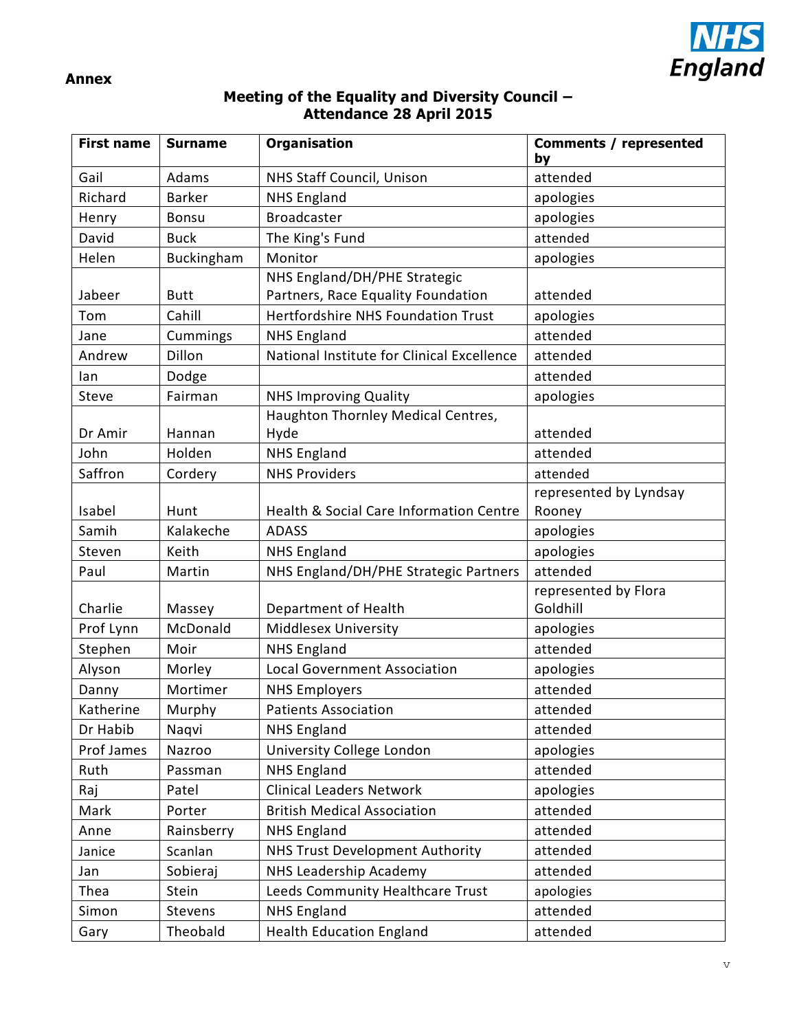**Annex**

## Meeting of the Equality and Diversity Council – Attendance 28 April 2015

| First name | Surname | Organisation | Comments / represented by |
|---|---|---|---|
| Gail | Adams | NHS Staff Council, Unison | attended |
| Richard | Barker | NHS England | apologies |
| Henry | Bonsu | Broadcaster | apologies |
| David | Buck | The King's Fund | attended |
| Helen | Buckingham | Monitor | apologies |
| Jabeer | Butt | NHS England/DH/PHE Strategic Partners, Race Equality Foundation | attended |
| Tom | Cahill | Hertfordshire NHS Foundation Trust | apologies |
| Jane | Cummings | NHS England | attended |
| Andrew | Dillon | National Institute for Clinical Excellence | attended |
| Ian | Dodge | | attended |
| Steve | Fairman | NHS Improving Quality | apologies |
| Dr Amir | Hannan | Haughton Thornley Medical Centres, Hyde | attended |
| John | Holden | NHS England | attended |
| Saffron | Cordery | NHS Providers | attended |
| Isabel | Hunt | Health & Social Care Information Centre | represented by Lyndsay Rooney |
| Samih | Kalakeche | ADASS | apologies |
| Steven | Keith | NHS England | apologies |
| Paul | Martin | NHS England/DH/PHE Strategic Partners | attended |
| Charlie | Massey | Department of Health | represented by Flora Goldhill |
| Prof Lynn | McDonald | Middlesex University | apologies |
| Stephen | Moir | NHS England | attended |
| Alyson | Morley | Local Government Association | apologies |
| Danny | Mortimer | NHS Employers | attended |
| Katherine | Murphy | Patients Association | attended |
| Dr Habib | Naqvi | NHS England | attended |
| Prof James | Nazroo | University College London | apologies |
| Ruth | Passman | NHS England | attended |
| Raj | Patel | Clinical Leaders Network | apologies |
| Mark | Porter | British Medical Association | attended |
| Anne | Rainsberry | NHS England | attended |
| Janice | Scanlan | NHS Trust Development Authority | attended |
| Jan | Sobieraj | NHS Leadership Academy | attended |
| Thea | Stein | Leeds Community Healthcare Trust | apologies |
| Simon | Stevens | NHS England | attended |
| Gary | Theobald | Health Education England | attended |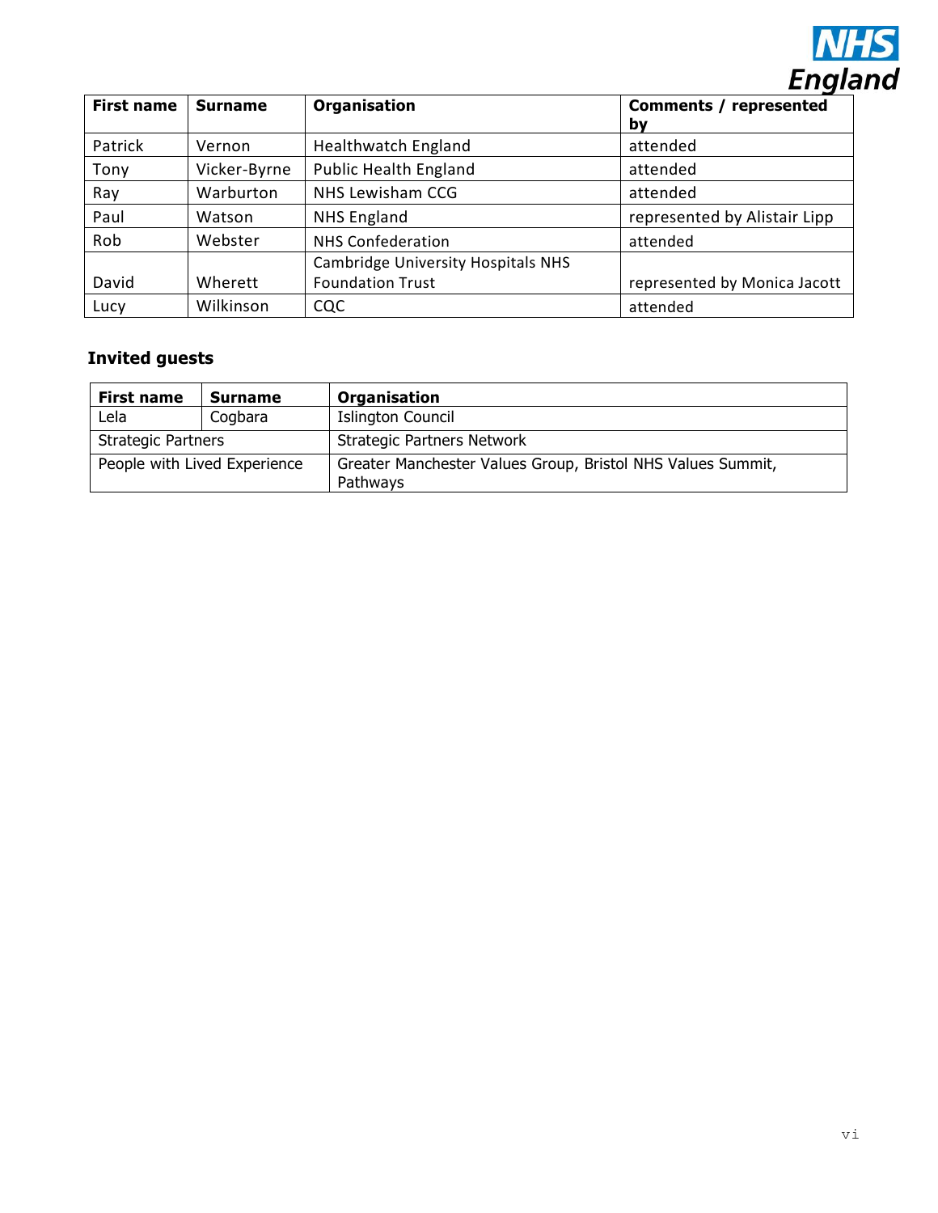| First name | Surname | Organisation | Comments / represented by |
| --- | --- | --- | --- |
| Patrick | Vernon | Healthwatch England | attended |
| Tony | Vicker-Byrne | Public Health England | attended |
| Ray | Warburton | NHS Lewisham CCG | attended |
| Paul | Watson | NHS England | represented by Alistair Lipp |
| Rob | Webster | NHS Confederation | attended |
| David | Wherett | Cambridge University Hospitals NHS Foundation Trust | represented by Monica Jacott |
| Lucy | Wilkinson | CQC | attended |

### Invited guests

| First name | Surname | Organisation |
| --- | --- | --- |
| Lela | Cogbara | Islington Council |
| Strategic Partners | | Strategic Partners Network |
| People with Lived Experience | | Greater Manchester Values Group, Bristol NHS Values Summit, Pathways |